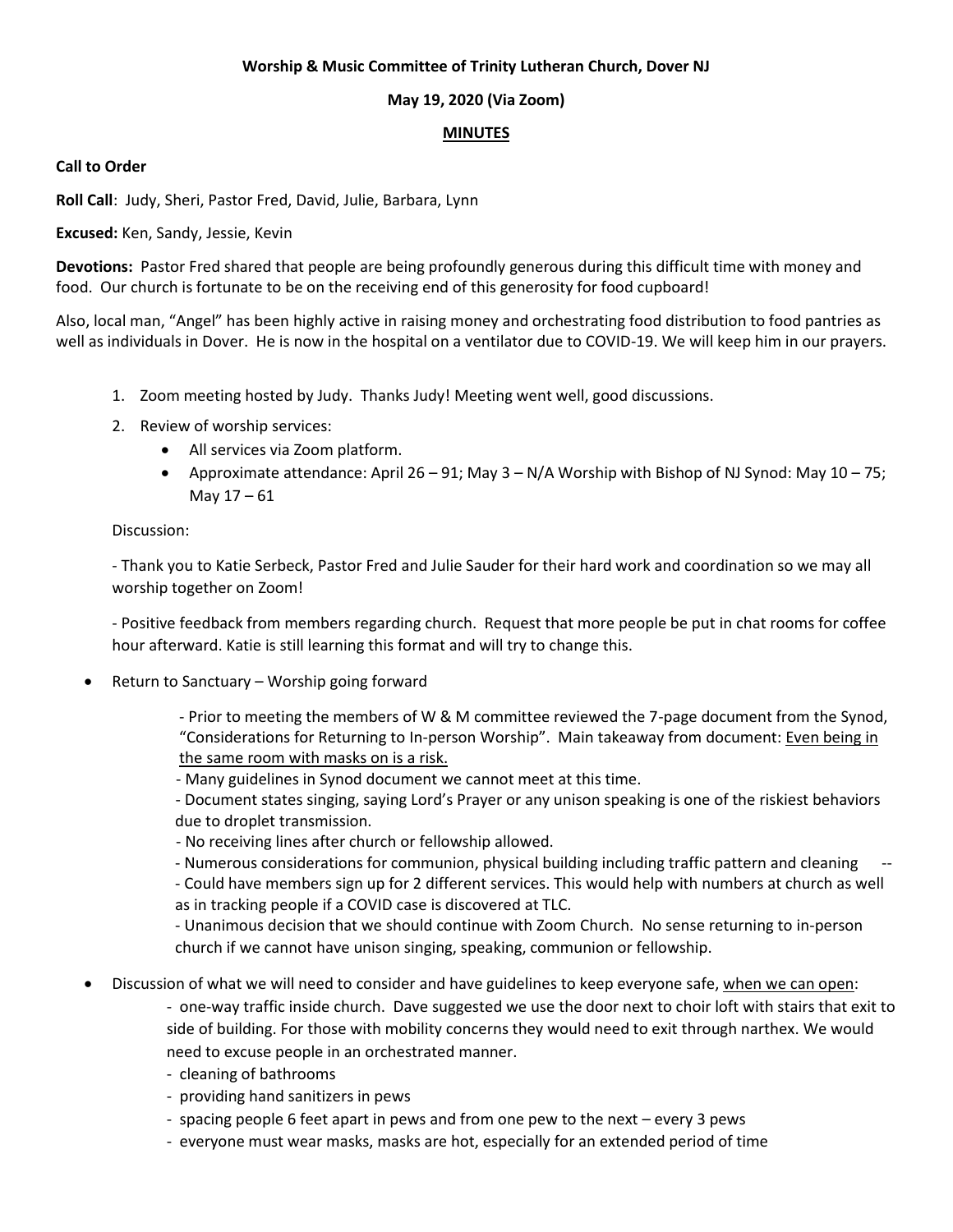**Worship & Music Committee of Trinity Lutheran Church, Dover NJ**

**May 19, 2020 (Via Zoom)**

**MINUTES**

**Call to Order**

**Roll Call**: Judy, Sheri, Pastor Fred, David, Julie, Barbara, Lynn

**Excused:** Ken, Sandy, Jessie, Kevin

**Devotions:** Pastor Fred shared that people are being profoundly generous during this difficult time with money and food. Our church is fortunate to be on the receiving end of this generosity for food cupboard!

Also, local man, "Angel" has been highly active in raising money and orchestrating food distribution to food pantries as well as individuals in Dover. He is now in the hospital on a ventilator due to COVID-19. We will keep him in our prayers.

1. Zoom meeting hosted by Judy. Thanks Judy! Meeting went well, good discussions.
2. Review of worship services:
   - All services via Zoom platform.
   - Approximate attendance: April 26 – 91; May 3 – N/A Worship with Bishop of NJ Synod: May 10 – 75; May 17 – 61

   Discussion:

   - Thank you to Katie Serbeck, Pastor Fred and Julie Sauder for their hard work and coordination so we may all worship together on Zoom!

   - Positive feedback from members regarding church. Request that more people be put in chat rooms for coffee hour afterward. Katie is still learning this format and will try to change this.

- Return to Sanctuary – Worship going forward

  - Prior to meeting the members of W & M committee reviewed the 7-page document from the Synod, "Considerations for Returning to In-person Worship". Main takeaway from document: <u>Even being in the same room with masks on is a risk.</u>
  - Many guidelines in Synod document we cannot meet at this time.
  - Document states singing, saying Lord's Prayer or any unison speaking is one of the riskiest behaviors due to droplet transmission.
  - No receiving lines after church or fellowship allowed.
  - Numerous considerations for communion, physical building including traffic pattern and cleaning --
  - Could have members sign up for 2 different services. This would help with numbers at church as well as in tracking people if a COVID case is discovered at TLC.
  - Unanimous decision that we should continue with Zoom Church. No sense returning to in-person church if we cannot have unison singing, speaking, communion or fellowship.

- Discussion of what we will need to consider and have guidelines to keep everyone safe, <u>when we can open</u>:
  - one-way traffic inside church. Dave suggested we use the door next to choir loft with stairs that exit to side of building. For those with mobility concerns they would need to exit through narthex. We would need to excuse people in an orchestrated manner.
  - cleaning of bathrooms
  - providing hand sanitizers in pews
  - spacing people 6 feet apart in pews and from one pew to the next – every 3 pews
  - everyone must wear masks, masks are hot, especially for an extended period of time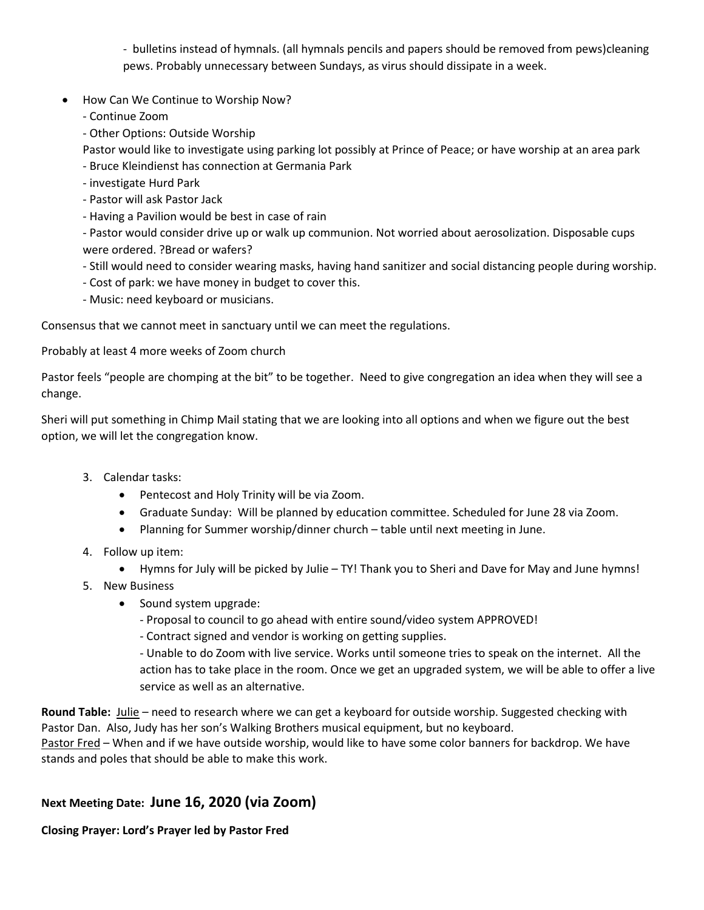- bulletins instead of hymnals. (all hymnals pencils and papers should be removed from pews)cleaning pews. Probably unnecessary between Sundays, as virus should dissipate in a week.

- How Can We Continue to Worship Now?
  - Continue Zoom
  - Other Options: Outside Worship
  
  Pastor would like to investigate using parking lot possibly at Prince of Peace; or have worship at an area park
  - Bruce Kleindienst has connection at Germania Park
  - investigate Hurd Park
  - Pastor will ask Pastor Jack
  - Having a Pavilion would be best in case of rain
  - Pastor would consider drive up or walk up communion. Not worried about aerosolization. Disposable cups were ordered. ?Bread or wafers?
  - Still would need to consider wearing masks, having hand sanitizer and social distancing people during worship.
  - Cost of park: we have money in budget to cover this.
  - Music: need keyboard or musicians.

Consensus that we cannot meet in sanctuary until we can meet the regulations.

Probably at least 4 more weeks of Zoom church

Pastor feels "people are chomping at the bit" to be together. Need to give congregation an idea when they will see a change.

Sheri will put something in Chimp Mail stating that we are looking into all options and when we figure out the best option, we will let the congregation know.

3. Calendar tasks:
   - Pentecost and Holy Trinity will be via Zoom.
   - Graduate Sunday: Will be planned by education committee. Scheduled for June 28 via Zoom.
   - Planning for Summer worship/dinner church – table until next meeting in June.
4. Follow up item:
   - Hymns for July will be picked by Julie – TY! Thank you to Sheri and Dave for May and June hymns!
5. New Business
   - Sound system upgrade:
     - Proposal to council to go ahead with entire sound/video system APPROVED!
     - Contract signed and vendor is working on getting supplies.
     - Unable to do Zoom with live service. Works until someone tries to speak on the internet. All the action has to take place in the room. Once we get an upgraded system, we will be able to offer a live service as well as an alternative.

**Round Table:** Julie – need to research where we can get a keyboard for outside worship. Suggested checking with Pastor Dan. Also, Judy has her son's Walking Brothers musical equipment, but no keyboard.
Pastor Fred – When and if we have outside worship, would like to have some color banners for backdrop. We have stands and poles that should be able to make this work.

**Next Meeting Date: June 16, 2020 (via Zoom)**

**Closing Prayer: Lord's Prayer led by Pastor Fred**